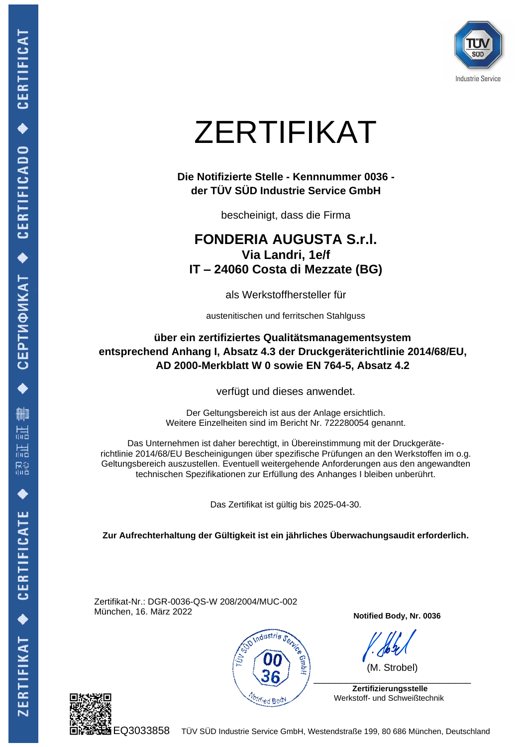# ZERTIFIKAT

**Die Notifizierte Stelle - Kennnummer 0036 -**
**der TÜV SÜD Industrie Service GmbH**

bescheinigt, dass die Firma

**FONDERIA AUGUSTA S.r.l.**
**Via Landri, 1e/f**
**IT – 24060 Costa di Mezzate (BG)**

als Werkstoffhersteller für

austenitischen und ferritschen Stahlguss

**über ein zertifiziertes Qualitätsmanagementsystem**
**entsprechend Anhang I, Absatz 4.3 der Druckgeräterichtlinie 2014/68/EU,**
**AD 2000-Merkblatt W 0 sowie EN 764-5, Absatz 4.2**

verfügt und dieses anwendet.

Der Geltungsbereich ist aus der Anlage ersichtlich.
Weitere Einzelheiten sind im Bericht Nr. 722280054 genannt.

Das Unternehmen ist daher berechtigt, in Übereinstimmung mit der Druckgeräte-richtlinie 2014/68/EU Bescheinigungen über spezifische Prüfungen an den Werkstoffen im o.g. Geltungsbereich auszustellen. Eventuell weitergehende Anforderungen aus den angewandten technischen Spezifikationen zur Erfüllung des Anhanges I bleiben unberührt.

Das Zertifikat ist gültig bis 2025-04-30.

**Zur Aufrechterhaltung der Gültigkeit ist ein jährliches Überwachungsaudit erforderlich.**

Zertifikat-Nr.: DGR-0036-QS-W 208/2004/MUC-002
München, 16. März 2022

**Notified Body, Nr. 0036**

(M. Strobel)

**Zertifizierungsstelle**
Werkstoff- und Schweißtechnik

EQ3033858

TÜV SÜD Industrie Service GmbH, Westendstraße 199, 80 686 München, Deutschland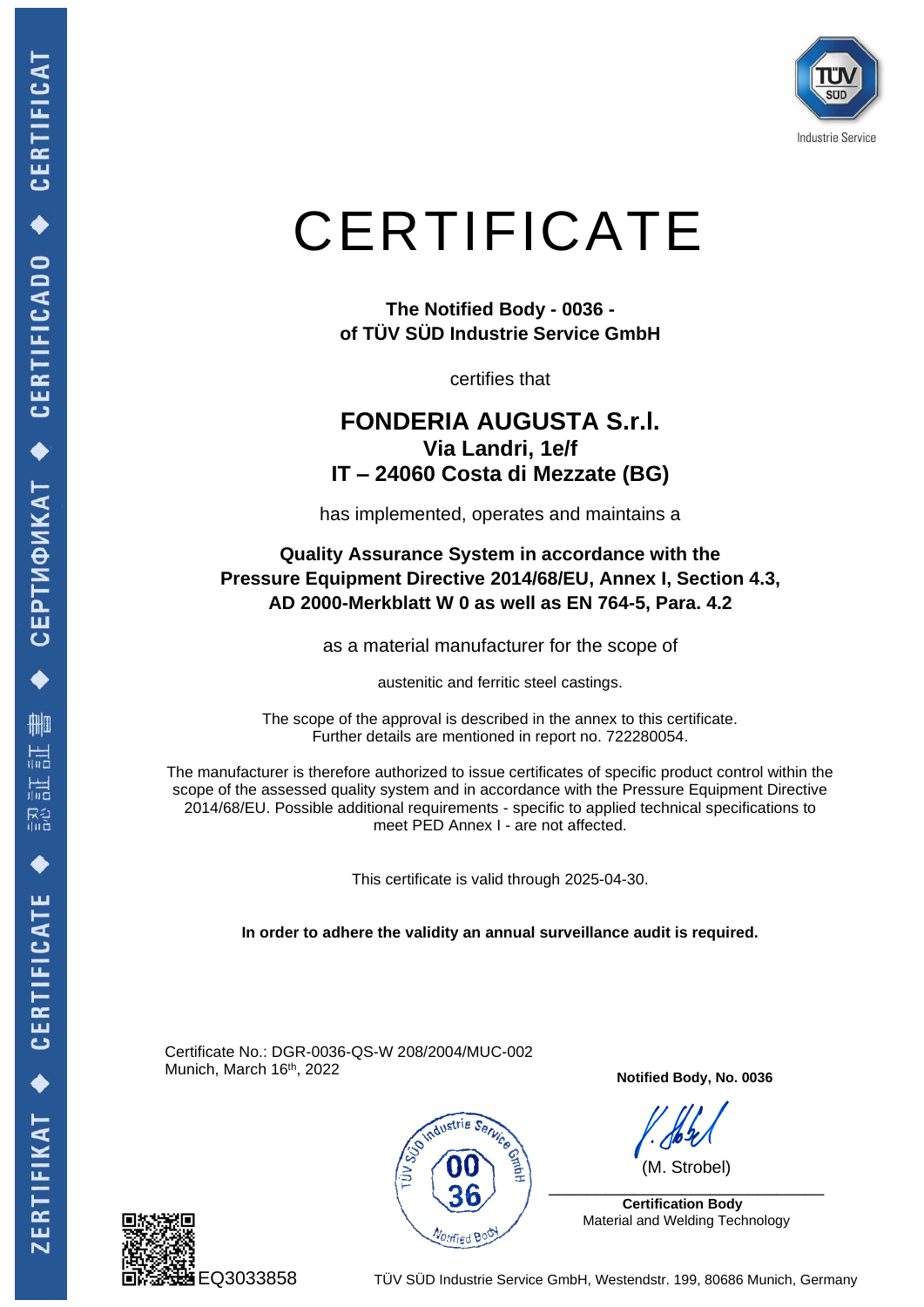# CERTIFICATE

**The Notified Body - 0036 -**
**of TÜV SÜD Industrie Service GmbH**

certifies that

## FONDERIA AUGUSTA S.r.l.

**Via Landri, 1e/f**
**IT – 24060 Costa di Mezzate (BG)**

has implemented, operates and maintains a

**Quality Assurance System in accordance with the Pressure Equipment Directive 2014/68/EU, Annex I, Section 4.3, AD 2000-Merkblatt W 0 as well as EN 764-5, Para. 4.2**

as a material manufacturer for the scope of

austenitic and ferritic steel castings.

The scope of the approval is described in the annex to this certificate.
Further details are mentioned in report no. 722280054.

The manufacturer is therefore authorized to issue certificates of specific product control within the scope of the assessed quality system and in accordance with the Pressure Equipment Directive 2014/68/EU. Possible additional requirements - specific to applied technical specifications to meet PED Annex I - are not affected.

This certificate is valid through 2025-04-30.

**In order to adhere the validity an annual surveillance audit is required.**

Certificate No.: DGR-0036-QS-W 208/2004/MUC-002
Munich, March 16th, 2022

**Notified Body, No. 0036**

(M. Strobel)

**Certification Body**
Material and Welding Technology

EQ3033858

TÜV SÜD Industrie Service GmbH, Westendstr. 199, 80686 Munich, Germany